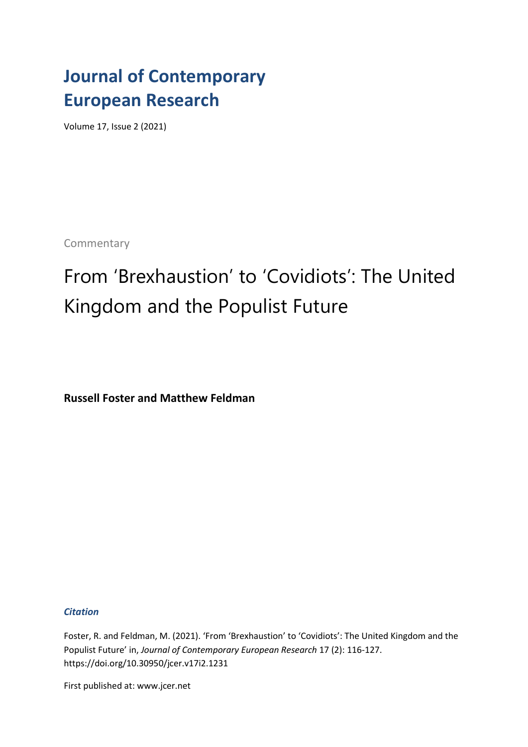# Journal of Contemporary European Research

Volume 17, Issue 2 (2021)

Commentary

## From 'Brexhaustion' to 'Covidiots': The United Kingdom and the Populist Future

**Russell Foster and Matthew Feldman**

***Citation***

Foster, R. and Feldman, M. (2021). 'From 'Brexhaustion' to 'Covidiots': The United Kingdom and the Populist Future' in, *Journal of Contemporary European Research* 17 (2): 116-127. https://doi.org/10.30950/jcer.v17i2.1231

First published at: www.jcer.net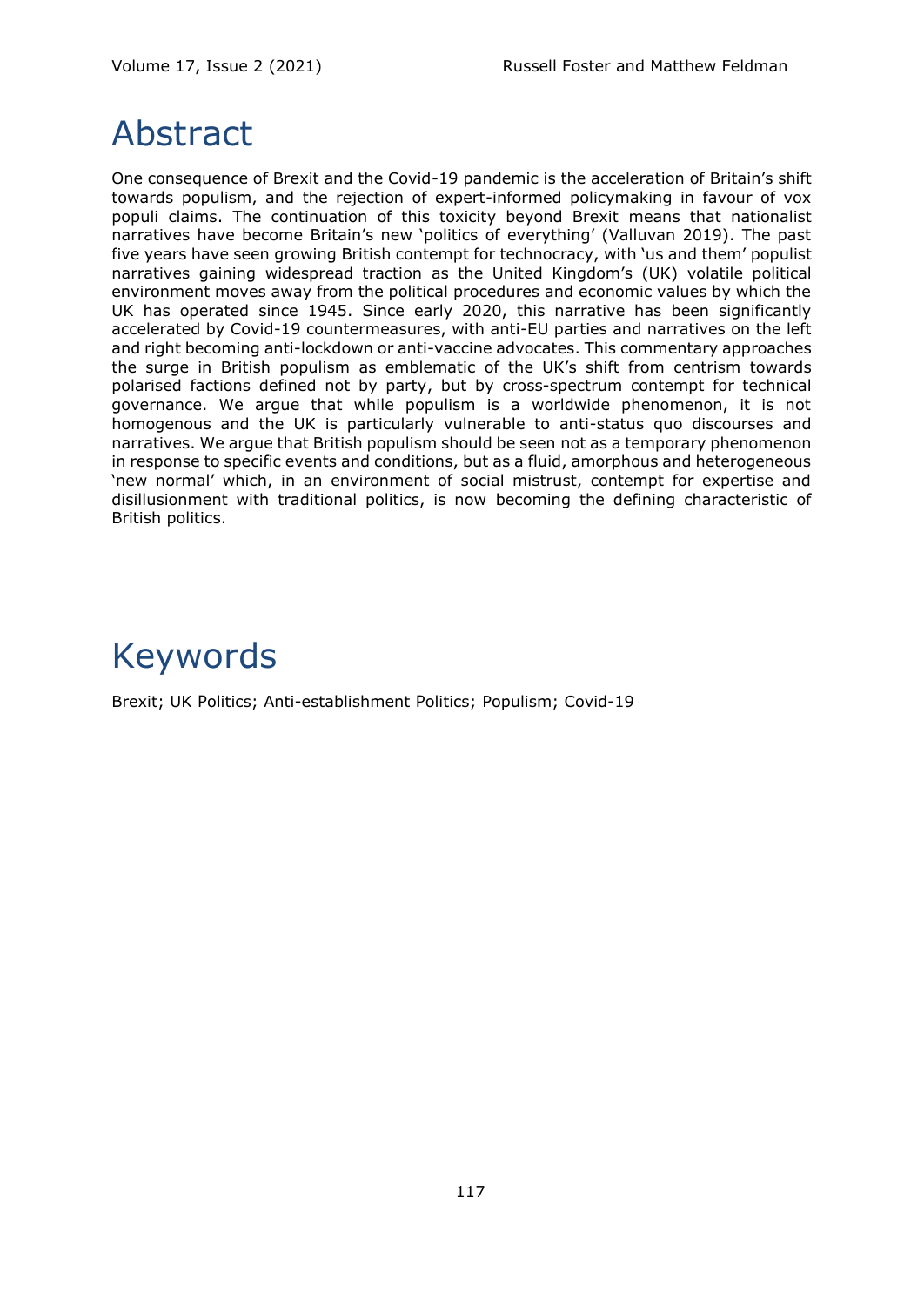# Abstract

One consequence of Brexit and the Covid-19 pandemic is the acceleration of Britain's shift towards populism, and the rejection of expert-informed policymaking in favour of vox populi claims. The continuation of this toxicity beyond Brexit means that nationalist narratives have become Britain's new 'politics of everything' (Valluvan 2019). The past five years have seen growing British contempt for technocracy, with 'us and them' populist narratives gaining widespread traction as the United Kingdom's (UK) volatile political environment moves away from the political procedures and economic values by which the UK has operated since 1945. Since early 2020, this narrative has been significantly accelerated by Covid-19 countermeasures, with anti-EU parties and narratives on the left and right becoming anti-lockdown or anti-vaccine advocates. This commentary approaches the surge in British populism as emblematic of the UK's shift from centrism towards polarised factions defined not by party, but by cross-spectrum contempt for technical governance. We argue that while populism is a worldwide phenomenon, it is not homogenous and the UK is particularly vulnerable to anti-status quo discourses and narratives. We argue that British populism should be seen not as a temporary phenomenon in response to specific events and conditions, but as a fluid, amorphous and heterogeneous 'new normal' which, in an environment of social mistrust, contempt for expertise and disillusionment with traditional politics, is now becoming the defining characteristic of British politics.

# Keywords

Brexit; UK Politics; Anti-establishment Politics; Populism; Covid-19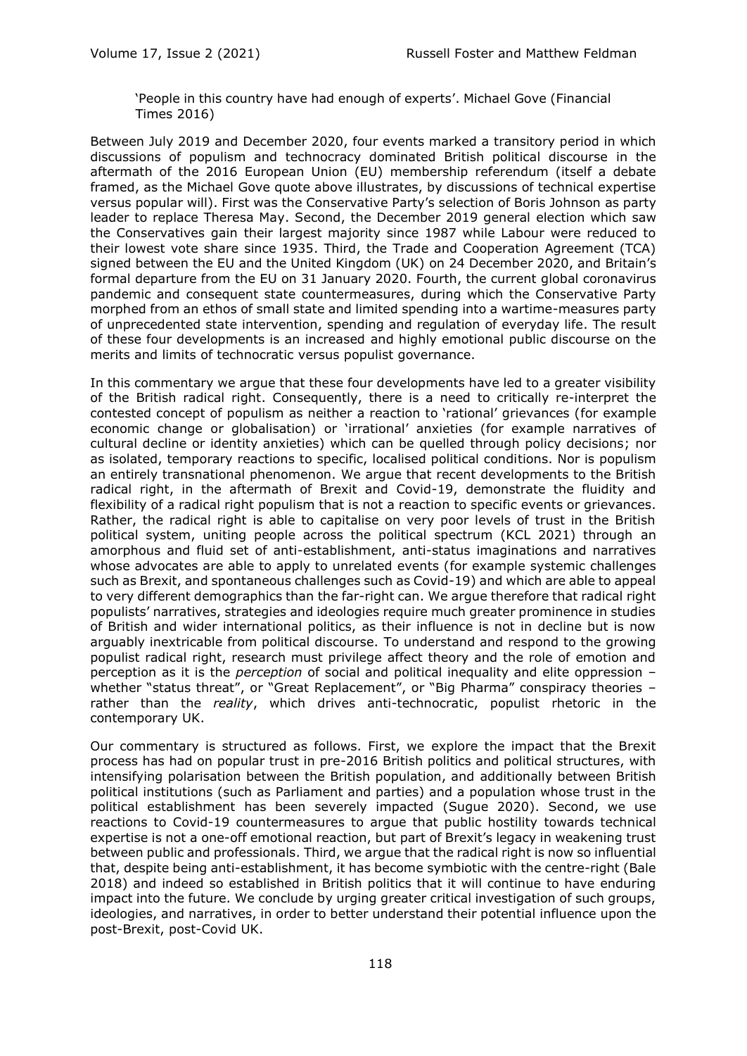> 'People in this country have had enough of experts'. Michael Gove (Financial Times 2016)

Between July 2019 and December 2020, four events marked a transitory period in which discussions of populism and technocracy dominated British political discourse in the aftermath of the 2016 European Union (EU) membership referendum (itself a debate framed, as the Michael Gove quote above illustrates, by discussions of technical expertise versus popular will). First was the Conservative Party's selection of Boris Johnson as party leader to replace Theresa May. Second, the December 2019 general election which saw the Conservatives gain their largest majority since 1987 while Labour were reduced to their lowest vote share since 1935. Third, the Trade and Cooperation Agreement (TCA) signed between the EU and the United Kingdom (UK) on 24 December 2020, and Britain's formal departure from the EU on 31 January 2020. Fourth, the current global coronavirus pandemic and consequent state countermeasures, during which the Conservative Party morphed from an ethos of small state and limited spending into a wartime-measures party of unprecedented state intervention, spending and regulation of everyday life. The result of these four developments is an increased and highly emotional public discourse on the merits and limits of technocratic versus populist governance.

In this commentary we argue that these four developments have led to a greater visibility of the British radical right. Consequently, there is a need to critically re-interpret the contested concept of populism as neither a reaction to 'rational' grievances (for example economic change or globalisation) or 'irrational' anxieties (for example narratives of cultural decline or identity anxieties) which can be quelled through policy decisions; nor as isolated, temporary reactions to specific, localised political conditions. Nor is populism an entirely transnational phenomenon. We argue that recent developments to the British radical right, in the aftermath of Brexit and Covid-19, demonstrate the fluidity and flexibility of a radical right populism that is not a reaction to specific events or grievances. Rather, the radical right is able to capitalise on very poor levels of trust in the British political system, uniting people across the political spectrum (KCL 2021) through an amorphous and fluid set of anti-establishment, anti-status imaginations and narratives whose advocates are able to apply to unrelated events (for example systemic challenges such as Brexit, and spontaneous challenges such as Covid-19) and which are able to appeal to very different demographics than the far-right can. We argue therefore that radical right populists' narratives, strategies and ideologies require much greater prominence in studies of British and wider international politics, as their influence is not in decline but is now arguably inextricable from political discourse. To understand and respond to the growing populist radical right, research must privilege affect theory and the role of emotion and perception as it is the *perception* of social and political inequality and elite oppression – whether "status threat", or "Great Replacement", or "Big Pharma" conspiracy theories – rather than the *reality*, which drives anti-technocratic, populist rhetoric in the contemporary UK.

Our commentary is structured as follows. First, we explore the impact that the Brexit process has had on popular trust in pre-2016 British politics and political structures, with intensifying polarisation between the British population, and additionally between British political institutions (such as Parliament and parties) and a population whose trust in the political establishment has been severely impacted (Sugue 2020). Second, we use reactions to Covid-19 countermeasures to argue that public hostility towards technical expertise is not a one-off emotional reaction, but part of Brexit's legacy in weakening trust between public and professionals. Third, we argue that the radical right is now so influential that, despite being anti-establishment, it has become symbiotic with the centre-right (Bale 2018) and indeed so established in British politics that it will continue to have enduring impact into the future. We conclude by urging greater critical investigation of such groups, ideologies, and narratives, in order to better understand their potential influence upon the post-Brexit, post-Covid UK.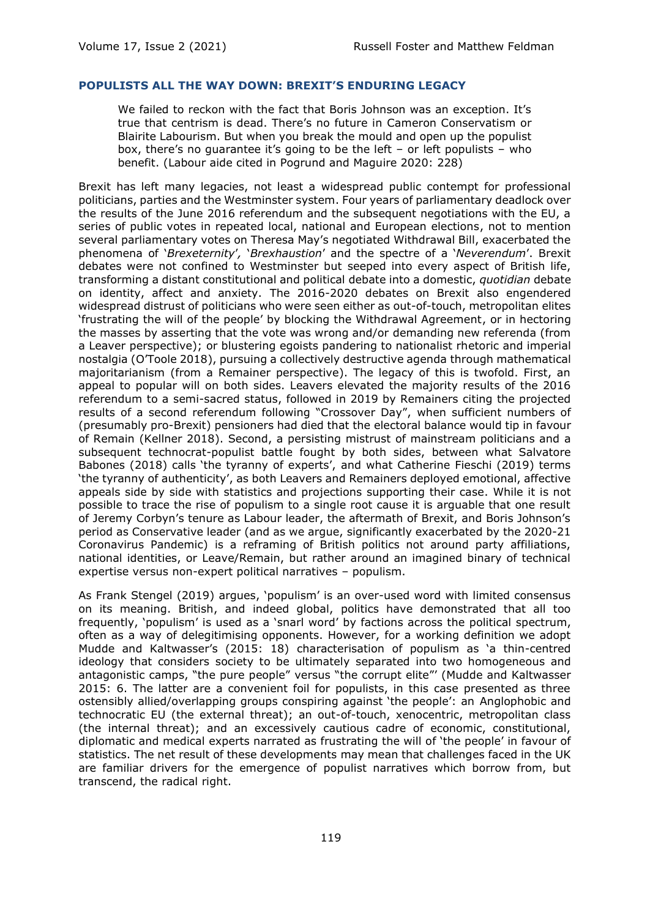## POPULISTS ALL THE WAY DOWN: BREXIT'S ENDURING LEGACY

> We failed to reckon with the fact that Boris Johnson was an exception. It's true that centrism is dead. There's no future in Cameron Conservatism or Blairite Labourism. But when you break the mould and open up the populist box, there's no guarantee it's going to be the left – or left populists – who benefit. (Labour aide cited in Pogrund and Maguire 2020: 228)

Brexit has left many legacies, not least a widespread public contempt for professional politicians, parties and the Westminster system. Four years of parliamentary deadlock over the results of the June 2016 referendum and the subsequent negotiations with the EU, a series of public votes in repeated local, national and European elections, not to mention several parliamentary votes on Theresa May's negotiated Withdrawal Bill, exacerbated the phenomena of '*Brexeternity*', '*Brexhaustion*' and the spectre of a '*Neverendum*'. Brexit debates were not confined to Westminster but seeped into every aspect of British life, transforming a distant constitutional and political debate into a domestic, *quotidian* debate on identity, affect and anxiety. The 2016-2020 debates on Brexit also engendered widespread distrust of politicians who were seen either as out-of-touch, metropolitan elites 'frustrating the will of the people' by blocking the Withdrawal Agreement, or in hectoring the masses by asserting that the vote was wrong and/or demanding new referenda (from a Leaver perspective); or blustering egoists pandering to nationalist rhetoric and imperial nostalgia (O'Toole 2018), pursuing a collectively destructive agenda through mathematical majoritarianism (from a Remainer perspective). The legacy of this is twofold. First, an appeal to popular will on both sides. Leavers elevated the majority results of the 2016 referendum to a semi-sacred status, followed in 2019 by Remainers citing the projected results of a second referendum following "Crossover Day", when sufficient numbers of (presumably pro-Brexit) pensioners had died that the electoral balance would tip in favour of Remain (Kellner 2018). Second, a persisting mistrust of mainstream politicians and a subsequent technocrat-populist battle fought by both sides, between what Salvatore Babones (2018) calls 'the tyranny of experts', and what Catherine Fieschi (2019) terms 'the tyranny of authenticity', as both Leavers and Remainers deployed emotional, affective appeals side by side with statistics and projections supporting their case. While it is not possible to trace the rise of populism to a single root cause it is arguable that one result of Jeremy Corbyn's tenure as Labour leader, the aftermath of Brexit, and Boris Johnson's period as Conservative leader (and as we argue, significantly exacerbated by the 2020-21 Coronavirus Pandemic) is a reframing of British politics not around party affiliations, national identities, or Leave/Remain, but rather around an imagined binary of technical expertise versus non-expert political narratives – populism.

As Frank Stengel (2019) argues, 'populism' is an over-used word with limited consensus on its meaning. British, and indeed global, politics have demonstrated that all too frequently, 'populism' is used as a 'snarl word' by factions across the political spectrum, often as a way of delegitimising opponents. However, for a working definition we adopt Mudde and Kaltwasser's (2015: 18) characterisation of populism as 'a thin-centred ideology that considers society to be ultimately separated into two homogeneous and antagonistic camps, "the pure people" versus "the corrupt elite"' (Mudde and Kaltwasser 2015: 6. The latter are a convenient foil for populists, in this case presented as three ostensibly allied/overlapping groups conspiring against 'the people': an Anglophobic and technocratic EU (the external threat); an out-of-touch, xenocentric, metropolitan class (the internal threat); and an excessively cautious cadre of economic, constitutional, diplomatic and medical experts narrated as frustrating the will of 'the people' in favour of statistics. The net result of these developments may mean that challenges faced in the UK are familiar drivers for the emergence of populist narratives which borrow from, but transcend, the radical right.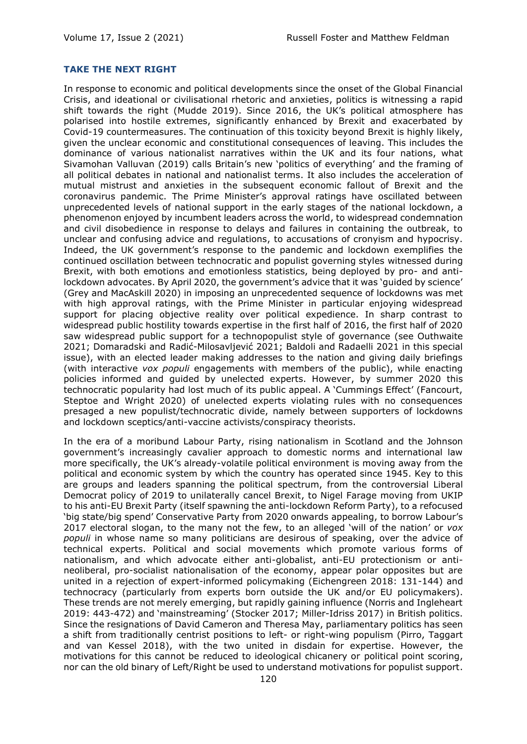## TAKE THE NEXT RIGHT

In response to economic and political developments since the onset of the Global Financial Crisis, and ideational or civilisational rhetoric and anxieties, politics is witnessing a rapid shift towards the right (Mudde 2019). Since 2016, the UK's political atmosphere has polarised into hostile extremes, significantly enhanced by Brexit and exacerbated by Covid-19 countermeasures. The continuation of this toxicity beyond Brexit is highly likely, given the unclear economic and constitutional consequences of leaving. This includes the dominance of various nationalist narratives within the UK and its four nations, what Sivamohan Valluvan (2019) calls Britain's new 'politics of everything' and the framing of all political debates in national and nationalist terms. It also includes the acceleration of mutual mistrust and anxieties in the subsequent economic fallout of Brexit and the coronavirus pandemic. The Prime Minister's approval ratings have oscillated between unprecedented levels of national support in the early stages of the national lockdown, a phenomenon enjoyed by incumbent leaders across the world, to widespread condemnation and civil disobedience in response to delays and failures in containing the outbreak, to unclear and confusing advice and regulations, to accusations of cronyism and hypocrisy. Indeed, the UK government's response to the pandemic and lockdown exemplifies the continued oscillation between technocratic and populist governing styles witnessed during Brexit, with both emotions and emotionless statistics, being deployed by pro- and anti-lockdown advocates. By April 2020, the government's advice that it was 'guided by science' (Grey and MacAskill 2020) in imposing an unprecedented sequence of lockdowns was met with high approval ratings, with the Prime Minister in particular enjoying widespread support for placing objective reality over political expedience. In sharp contrast to widespread public hostility towards expertise in the first half of 2016, the first half of 2020 saw widespread public support for a technopopulist style of governance (see Outhwaite 2021; Domaradski and Radić-Milosavljević 2021; Baldoli and Radaelli 2021 in this special issue), with an elected leader making addresses to the nation and giving daily briefings (with interactive *vox populi* engagements with members of the public), while enacting policies informed and guided by unelected experts. However, by summer 2020 this technocratic popularity had lost much of its public appeal. A 'Cummings Effect' (Fancourt, Steptoe and Wright 2020) of unelected experts violating rules with no consequences presaged a new populist/technocratic divide, namely between supporters of lockdowns and lockdown sceptics/anti-vaccine activists/conspiracy theorists.

In the era of a moribund Labour Party, rising nationalism in Scotland and the Johnson government's increasingly cavalier approach to domestic norms and international law more specifically, the UK's already-volatile political environment is moving away from the political and economic system by which the country has operated since 1945. Key to this are groups and leaders spanning the political spectrum, from the controversial Liberal Democrat policy of 2019 to unilaterally cancel Brexit, to Nigel Farage moving from UKIP to his anti-EU Brexit Party (itself spawning the anti-lockdown Reform Party), to a refocused 'big state/big spend' Conservative Party from 2020 onwards appealing, to borrow Labour's 2017 electoral slogan, to the many not the few, to an alleged 'will of the nation' or *vox populi* in whose name so many politicians are desirous of speaking, over the advice of technical experts. Political and social movements which promote various forms of nationalism, and which advocate either anti-globalist, anti-EU protectionism or anti-neoliberal, pro-socialist nationalisation of the economy, appear polar opposites but are united in a rejection of expert-informed policymaking (Eichengreen 2018: 131-144) and technocracy (particularly from experts born outside the UK and/or EU policymakers). These trends are not merely emerging, but rapidly gaining influence (Norris and Ingleheart 2019: 443-472) and 'mainstreaming' (Stocker 2017; Miller-Idriss 2017) in British politics. Since the resignations of David Cameron and Theresa May, parliamentary politics has seen a shift from traditionally centrist positions to left- or right-wing populism (Pirro, Taggart and van Kessel 2018), with the two united in disdain for expertise. However, the motivations for this cannot be reduced to ideological chicanery or political point scoring, nor can the old binary of Left/Right be used to understand motivations for populist support.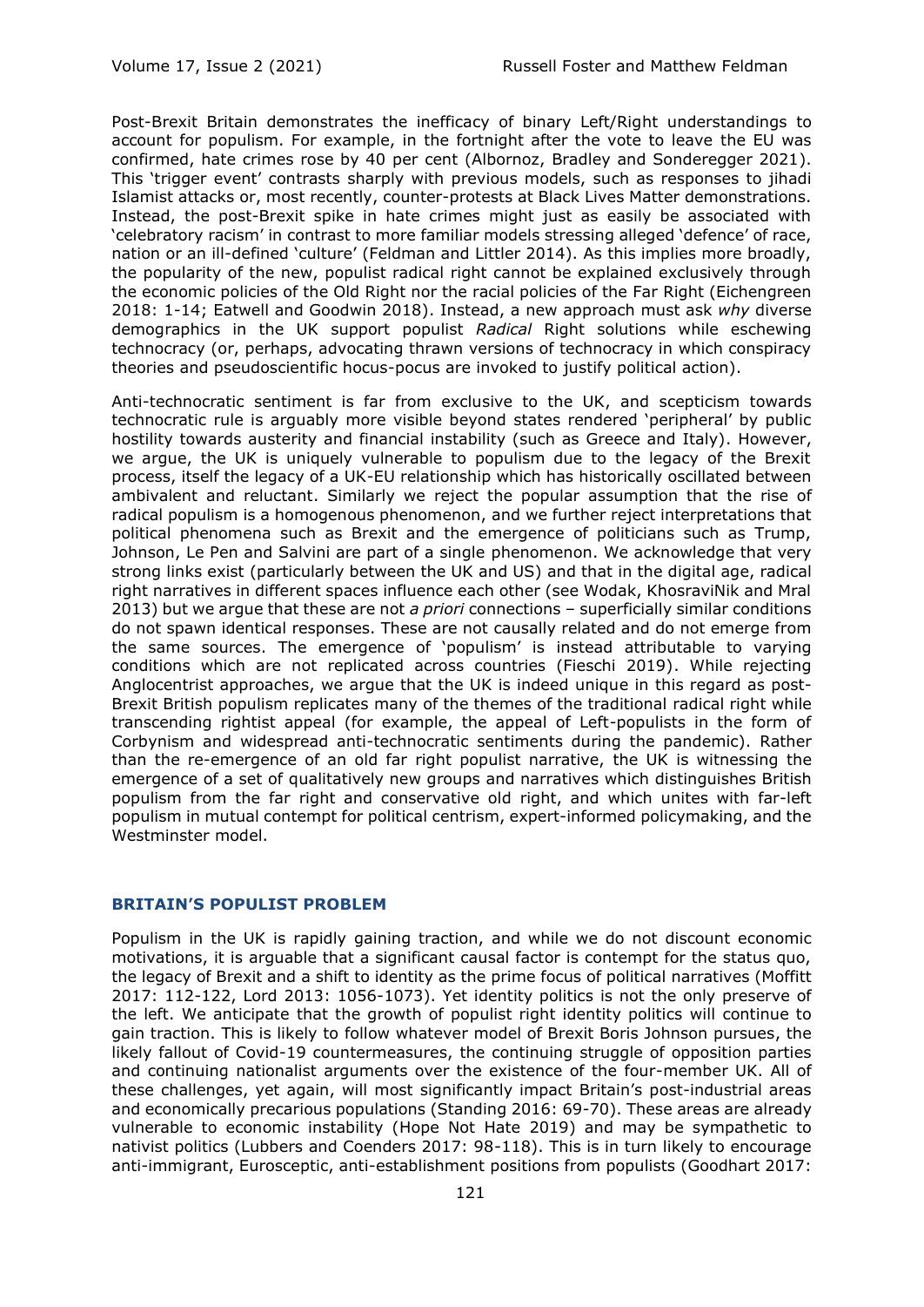Post-Brexit Britain demonstrates the inefficacy of binary Left/Right understandings to account for populism. For example, in the fortnight after the vote to leave the EU was confirmed, hate crimes rose by 40 per cent (Albornoz, Bradley and Sonderegger 2021). This 'trigger event' contrasts sharply with previous models, such as responses to jihadi Islamist attacks or, most recently, counter-protests at Black Lives Matter demonstrations. Instead, the post-Brexit spike in hate crimes might just as easily be associated with 'celebratory racism' in contrast to more familiar models stressing alleged 'defence' of race, nation or an ill-defined 'culture' (Feldman and Littler 2014). As this implies more broadly, the popularity of the new, populist radical right cannot be explained exclusively through the economic policies of the Old Right nor the racial policies of the Far Right (Eichengreen 2018: 1-14; Eatwell and Goodwin 2018). Instead, a new approach must ask *why* diverse demographics in the UK support populist *Radical* Right solutions while eschewing technocracy (or, perhaps, advocating thrawn versions of technocracy in which conspiracy theories and pseudoscientific hocus-pocus are invoked to justify political action).

Anti-technocratic sentiment is far from exclusive to the UK, and scepticism towards technocratic rule is arguably more visible beyond states rendered 'peripheral' by public hostility towards austerity and financial instability (such as Greece and Italy). However, we argue, the UK is uniquely vulnerable to populism due to the legacy of the Brexit process, itself the legacy of a UK-EU relationship which has historically oscillated between ambivalent and reluctant. Similarly we reject the popular assumption that the rise of radical populism is a homogenous phenomenon, and we further reject interpretations that political phenomena such as Brexit and the emergence of politicians such as Trump, Johnson, Le Pen and Salvini are part of a single phenomenon. We acknowledge that very strong links exist (particularly between the UK and US) and that in the digital age, radical right narratives in different spaces influence each other (see Wodak, KhosraviNik and Mral 2013) but we argue that these are not *a priori* connections – superficially similar conditions do not spawn identical responses. These are not causally related and do not emerge from the same sources. The emergence of 'populism' is instead attributable to varying conditions which are not replicated across countries (Fieschi 2019). While rejecting Anglocentrist approaches, we argue that the UK is indeed unique in this regard as post-Brexit British populism replicates many of the themes of the traditional radical right while transcending rightist appeal (for example, the appeal of Left-populists in the form of Corbynism and widespread anti-technocratic sentiments during the pandemic). Rather than the re-emergence of an old far right populist narrative, the UK is witnessing the emergence of a set of qualitatively new groups and narratives which distinguishes British populism from the far right and conservative old right, and which unites with far-left populism in mutual contempt for political centrism, expert-informed policymaking, and the Westminster model.

## BRITAIN'S POPULIST PROBLEM

Populism in the UK is rapidly gaining traction, and while we do not discount economic motivations, it is arguable that a significant causal factor is contempt for the status quo, the legacy of Brexit and a shift to identity as the prime focus of political narratives (Moffitt 2017: 112-122, Lord 2013: 1056-1073). Yet identity politics is not the only preserve of the left. We anticipate that the growth of populist right identity politics will continue to gain traction. This is likely to follow whatever model of Brexit Boris Johnson pursues, the likely fallout of Covid-19 countermeasures, the continuing struggle of opposition parties and continuing nationalist arguments over the existence of the four-member UK. All of these challenges, yet again, will most significantly impact Britain's post-industrial areas and economically precarious populations (Standing 2016: 69-70). These areas are already vulnerable to economic instability (Hope Not Hate 2019) and may be sympathetic to nativist politics (Lubbers and Coenders 2017: 98-118). This is in turn likely to encourage anti-immigrant, Eurosceptic, anti-establishment positions from populists (Goodhart 2017: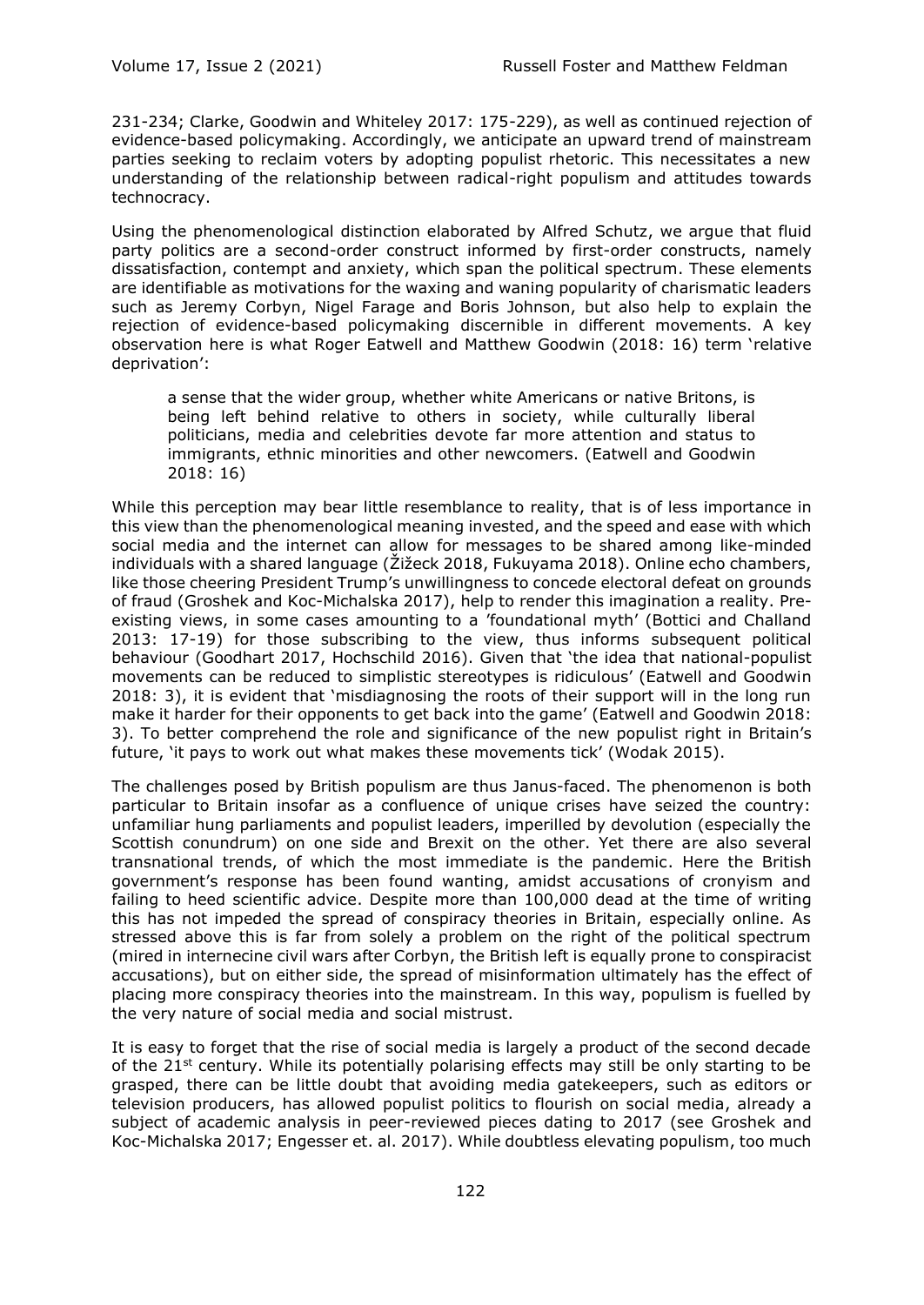231-234; Clarke, Goodwin and Whiteley 2017: 175-229), as well as continued rejection of evidence-based policymaking. Accordingly, we anticipate an upward trend of mainstream parties seeking to reclaim voters by adopting populist rhetoric. This necessitates a new understanding of the relationship between radical-right populism and attitudes towards technocracy.

Using the phenomenological distinction elaborated by Alfred Schutz, we argue that fluid party politics are a second-order construct informed by first-order constructs, namely dissatisfaction, contempt and anxiety, which span the political spectrum. These elements are identifiable as motivations for the waxing and waning popularity of charismatic leaders such as Jeremy Corbyn, Nigel Farage and Boris Johnson, but also help to explain the rejection of evidence-based policymaking discernible in different movements. A key observation here is what Roger Eatwell and Matthew Goodwin (2018: 16) term 'relative deprivation':

> a sense that the wider group, whether white Americans or native Britons, is being left behind relative to others in society, while culturally liberal politicians, media and celebrities devote far more attention and status to immigrants, ethnic minorities and other newcomers. (Eatwell and Goodwin 2018: 16)

While this perception may bear little resemblance to reality, that is of less importance in this view than the phenomenological meaning invested, and the speed and ease with which social media and the internet can allow for messages to be shared among like-minded individuals with a shared language (Žižeck 2018, Fukuyama 2018). Online echo chambers, like those cheering President Trump's unwillingness to concede electoral defeat on grounds of fraud (Groshek and Koc-Michalska 2017), help to render this imagination a reality. Pre-existing views, in some cases amounting to a 'foundational myth' (Bottici and Challand 2013: 17-19) for those subscribing to the view, thus informs subsequent political behaviour (Goodhart 2017, Hochschild 2016). Given that 'the idea that national-populist movements can be reduced to simplistic stereotypes is ridiculous' (Eatwell and Goodwin 2018: 3), it is evident that 'misdiagnosing the roots of their support will in the long run make it harder for their opponents to get back into the game' (Eatwell and Goodwin 2018: 3). To better comprehend the role and significance of the new populist right in Britain's future, 'it pays to work out what makes these movements tick' (Wodak 2015).

The challenges posed by British populism are thus Janus-faced. The phenomenon is both particular to Britain insofar as a confluence of unique crises have seized the country: unfamiliar hung parliaments and populist leaders, imperilled by devolution (especially the Scottish conundrum) on one side and Brexit on the other. Yet there are also several transnational trends, of which the most immediate is the pandemic. Here the British government's response has been found wanting, amidst accusations of cronyism and failing to heed scientific advice. Despite more than 100,000 dead at the time of writing this has not impeded the spread of conspiracy theories in Britain, especially online. As stressed above this is far from solely a problem on the right of the political spectrum (mired in internecine civil wars after Corbyn, the British left is equally prone to conspiracist accusations), but on either side, the spread of misinformation ultimately has the effect of placing more conspiracy theories into the mainstream. In this way, populism is fuelled by the very nature of social media and social mistrust.

It is easy to forget that the rise of social media is largely a product of the second decade of the 21st century. While its potentially polarising effects may still be only starting to be grasped, there can be little doubt that avoiding media gatekeepers, such as editors or television producers, has allowed populist politics to flourish on social media, already a subject of academic analysis in peer-reviewed pieces dating to 2017 (see Groshek and Koc-Michalska 2017; Engesser et. al. 2017). While doubtless elevating populism, too much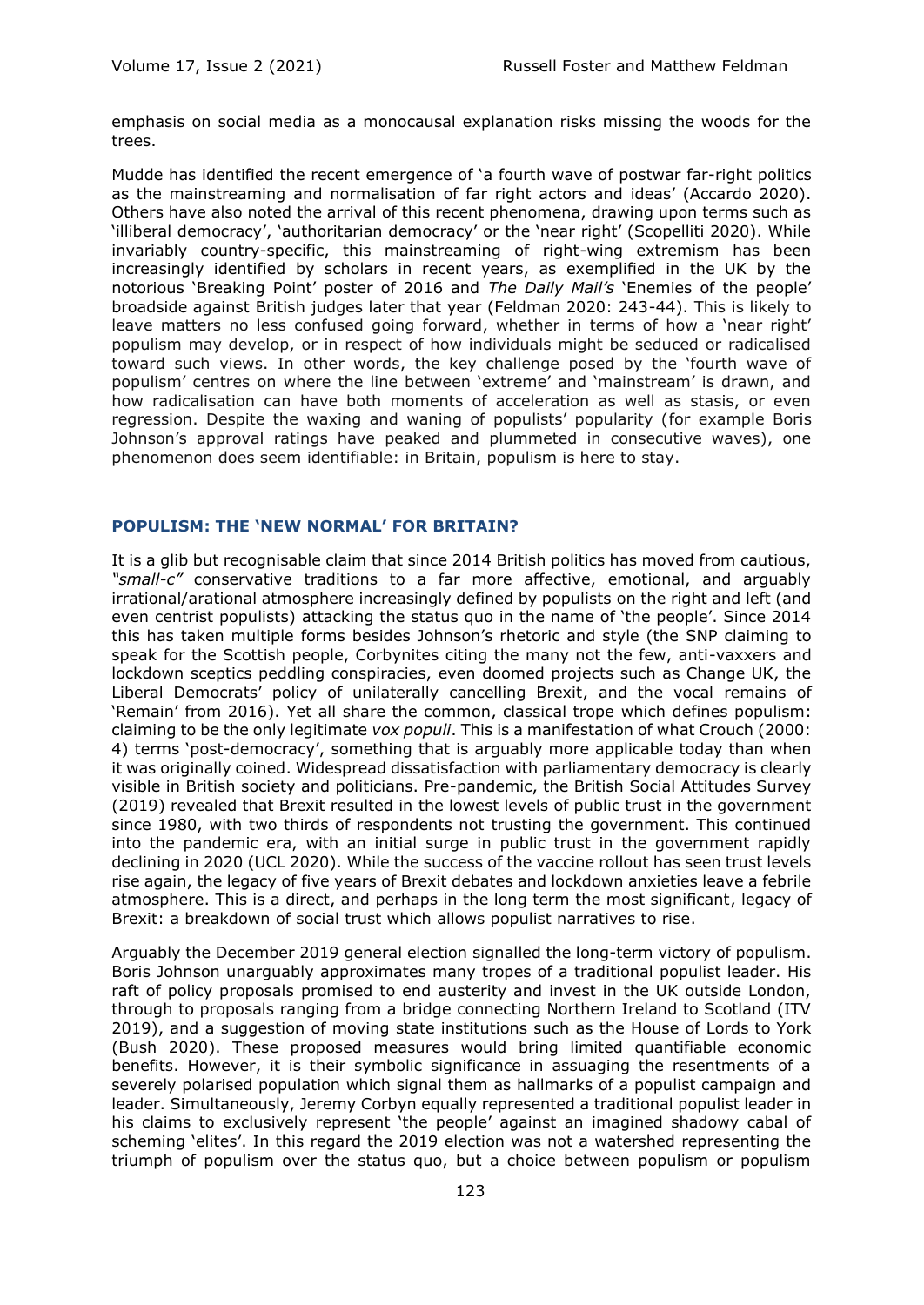emphasis on social media as a monocausal explanation risks missing the woods for the trees.

Mudde has identified the recent emergence of 'a fourth wave of postwar far-right politics as the mainstreaming and normalisation of far right actors and ideas' (Accardo 2020). Others have also noted the arrival of this recent phenomena, drawing upon terms such as 'illiberal democracy', 'authoritarian democracy' or the 'near right' (Scopelliti 2020). While invariably country-specific, this mainstreaming of right-wing extremism has been increasingly identified by scholars in recent years, as exemplified in the UK by the notorious 'Breaking Point' poster of 2016 and *The Daily Mail's* 'Enemies of the people' broadside against British judges later that year (Feldman 2020: 243-44). This is likely to leave matters no less confused going forward, whether in terms of how a 'near right' populism may develop, or in respect of how individuals might be seduced or radicalised toward such views. In other words, the key challenge posed by the 'fourth wave of populism' centres on where the line between 'extreme' and 'mainstream' is drawn, and how radicalisation can have both moments of acceleration as well as stasis, or even regression. Despite the waxing and waning of populists' popularity (for example Boris Johnson's approval ratings have peaked and plummeted in consecutive waves), one phenomenon does seem identifiable: in Britain, populism is here to stay.

## POPULISM: THE 'NEW NORMAL' FOR BRITAIN?

It is a glib but recognisable claim that since 2014 British politics has moved from cautious, *"small-c"* conservative traditions to a far more affective, emotional, and arguably irrational/arational atmosphere increasingly defined by populists on the right and left (and even centrist populists) attacking the status quo in the name of 'the people'. Since 2014 this has taken multiple forms besides Johnson's rhetoric and style (the SNP claiming to speak for the Scottish people, Corbynites citing the many not the few, anti-vaxxers and lockdown sceptics peddling conspiracies, even doomed projects such as Change UK, the Liberal Democrats' policy of unilaterally cancelling Brexit, and the vocal remains of 'Remain' from 2016). Yet all share the common, classical trope which defines populism: claiming to be the only legitimate *vox populi*. This is a manifestation of what Crouch (2000: 4) terms 'post-democracy', something that is arguably more applicable today than when it was originally coined. Widespread dissatisfaction with parliamentary democracy is clearly visible in British society and politicians. Pre-pandemic, the British Social Attitudes Survey (2019) revealed that Brexit resulted in the lowest levels of public trust in the government since 1980, with two thirds of respondents not trusting the government. This continued into the pandemic era, with an initial surge in public trust in the government rapidly declining in 2020 (UCL 2020). While the success of the vaccine rollout has seen trust levels rise again, the legacy of five years of Brexit debates and lockdown anxieties leave a febrile atmosphere. This is a direct, and perhaps in the long term the most significant, legacy of Brexit: a breakdown of social trust which allows populist narratives to rise.

Arguably the December 2019 general election signalled the long-term victory of populism. Boris Johnson unarguably approximates many tropes of a traditional populist leader. His raft of policy proposals promised to end austerity and invest in the UK outside London, through to proposals ranging from a bridge connecting Northern Ireland to Scotland (ITV 2019), and a suggestion of moving state institutions such as the House of Lords to York (Bush 2020). These proposed measures would bring limited quantifiable economic benefits. However, it is their symbolic significance in assuaging the resentments of a severely polarised population which signal them as hallmarks of a populist campaign and leader. Simultaneously, Jeremy Corbyn equally represented a traditional populist leader in his claims to exclusively represent 'the people' against an imagined shadowy cabal of scheming 'elites'. In this regard the 2019 election was not a watershed representing the triumph of populism over the status quo, but a choice between populism or populism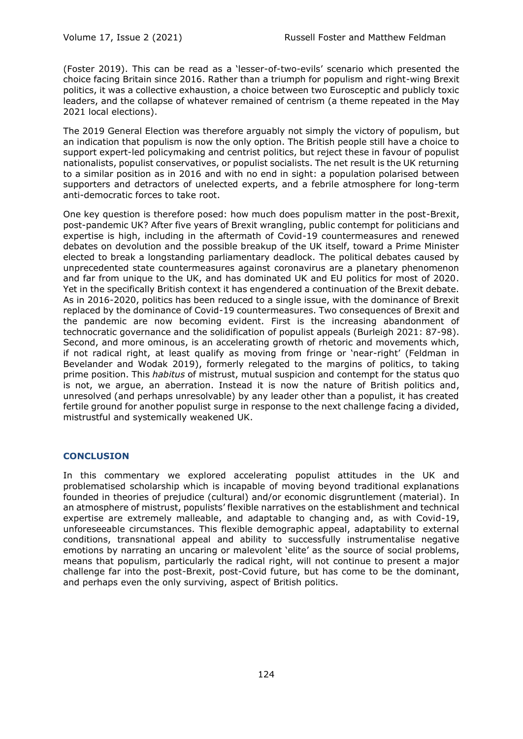(Foster 2019). This can be read as a 'lesser-of-two-evils' scenario which presented the choice facing Britain since 2016. Rather than a triumph for populism and right-wing Brexit politics, it was a collective exhaustion, a choice between two Eurosceptic and publicly toxic leaders, and the collapse of whatever remained of centrism (a theme repeated in the May 2021 local elections).

The 2019 General Election was therefore arguably not simply the victory of populism, but an indication that populism is now the only option. The British people still have a choice to support expert-led policymaking and centrist politics, but reject these in favour of populist nationalists, populist conservatives, or populist socialists. The net result is the UK returning to a similar position as in 2016 and with no end in sight: a population polarised between supporters and detractors of unelected experts, and a febrile atmosphere for long-term anti-democratic forces to take root.

One key question is therefore posed: how much does populism matter in the post-Brexit, post-pandemic UK? After five years of Brexit wrangling, public contempt for politicians and expertise is high, including in the aftermath of Covid-19 countermeasures and renewed debates on devolution and the possible breakup of the UK itself, toward a Prime Minister elected to break a longstanding parliamentary deadlock. The political debates caused by unprecedented state countermeasures against coronavirus are a planetary phenomenon and far from unique to the UK, and has dominated UK and EU politics for most of 2020. Yet in the specifically British context it has engendered a continuation of the Brexit debate. As in 2016-2020, politics has been reduced to a single issue, with the dominance of Brexit replaced by the dominance of Covid-19 countermeasures. Two consequences of Brexit and the pandemic are now becoming evident. First is the increasing abandonment of technocratic governance and the solidification of populist appeals (Burleigh 2021: 87-98). Second, and more ominous, is an accelerating growth of rhetoric and movements which, if not radical right, at least qualify as moving from fringe or 'near-right' (Feldman in Bevelander and Wodak 2019), formerly relegated to the margins of politics, to taking prime position. This *habitus* of mistrust, mutual suspicion and contempt for the status quo is not, we argue, an aberration. Instead it is now the nature of British politics and, unresolved (and perhaps unresolvable) by any leader other than a populist, it has created fertile ground for another populist surge in response to the next challenge facing a divided, mistrustful and systemically weakened UK.

## CONCLUSION

In this commentary we explored accelerating populist attitudes in the UK and problematised scholarship which is incapable of moving beyond traditional explanations founded in theories of prejudice (cultural) and/or economic disgruntlement (material). In an atmosphere of mistrust, populists' flexible narratives on the establishment and technical expertise are extremely malleable, and adaptable to changing and, as with Covid-19, unforeseeable circumstances. This flexible demographic appeal, adaptability to external conditions, transnational appeal and ability to successfully instrumentalise negative emotions by narrating an uncaring or malevolent 'elite' as the source of social problems, means that populism, particularly the radical right, will not continue to present a major challenge far into the post-Brexit, post-Covid future, but has come to be the dominant, and perhaps even the only surviving, aspect of British politics.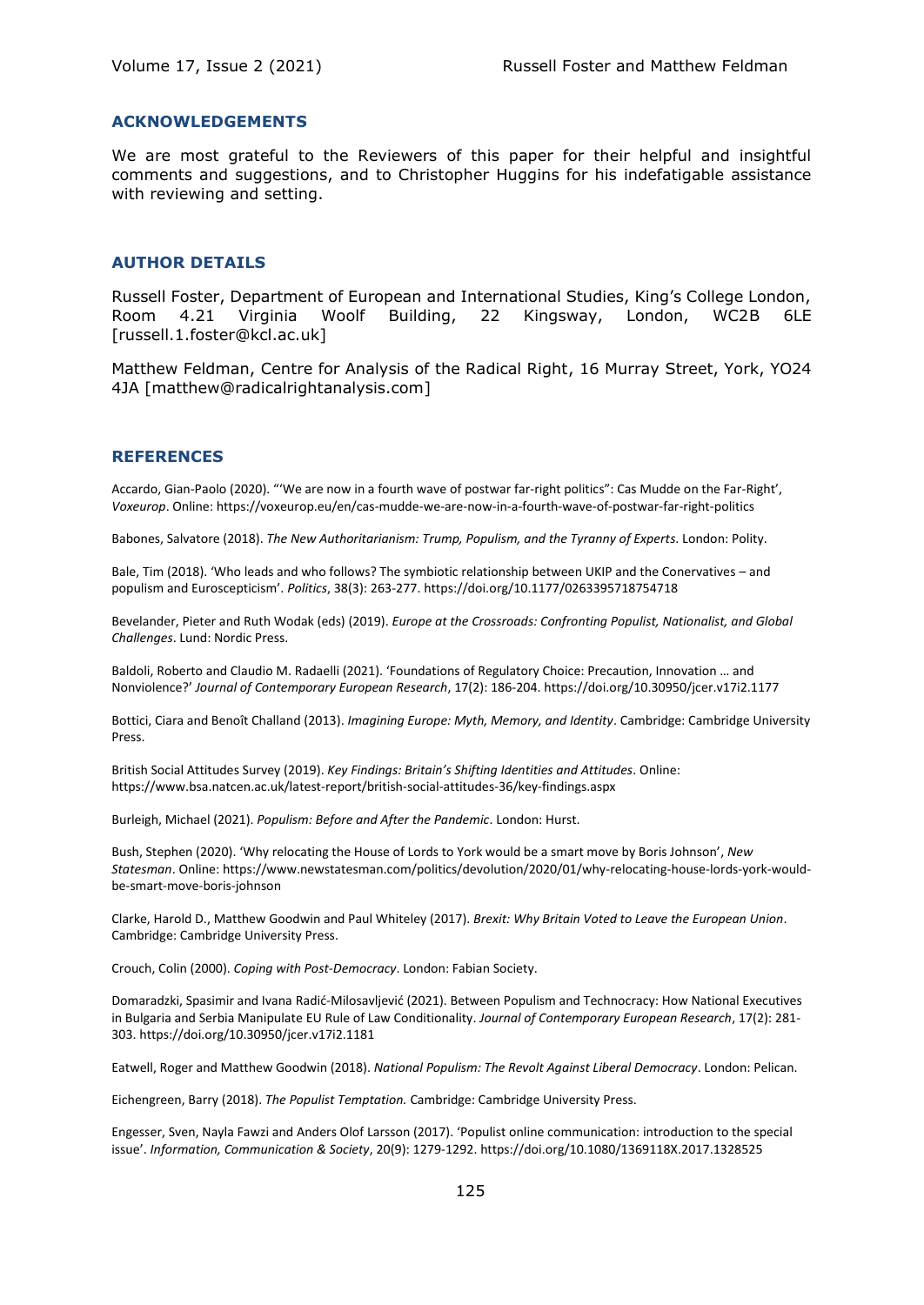## ACKNOWLEDGEMENTS

We are most grateful to the Reviewers of this paper for their helpful and insightful comments and suggestions, and to Christopher Huggins for his indefatigable assistance with reviewing and setting.

## AUTHOR DETAILS

Russell Foster, Department of European and International Studies, King's College London, Room 4.21 Virginia Woolf Building, 22 Kingsway, London, WC2B 6LE [russell.1.foster@kcl.ac.uk]

Matthew Feldman, Centre for Analysis of the Radical Right, 16 Murray Street, York, YO24 4JA [matthew@radicalrightanalysis.com]

## REFERENCES

Accardo, Gian-Paolo (2020). '"We are now in a fourth wave of postwar far-right politics": Cas Mudde on the Far-Right', *Voxeurop*. Online: https://voxeurop.eu/en/cas-mudde-we-are-now-in-a-fourth-wave-of-postwar-far-right-politics

Babones, Salvatore (2018). *The New Authoritarianism: Trump, Populism, and the Tyranny of Experts*. London: Polity.

Bale, Tim (2018). 'Who leads and who follows? The symbiotic relationship between UKIP and the Conervatives – and populism and Euroscepticism'. *Politics*, 38(3): 263-277. https://doi.org/10.1177/0263395718754718

Bevelander, Pieter and Ruth Wodak (eds) (2019). *Europe at the Crossroads: Confronting Populist, Nationalist, and Global Challenges*. Lund: Nordic Press.

Baldoli, Roberto and Claudio M. Radaelli (2021). 'Foundations of Regulatory Choice: Precaution, Innovation … and Nonviolence?' *Journal of Contemporary European Research*, 17(2): 186-204. https://doi.org/10.30950/jcer.v17i2.1177

Bottici, Ciara and Benoît Challand (2013). *Imagining Europe: Myth, Memory, and Identity*. Cambridge: Cambridge University Press.

British Social Attitudes Survey (2019). *Key Findings: Britain's Shifting Identities and Attitudes*. Online: https://www.bsa.natcen.ac.uk/latest-report/british-social-attitudes-36/key-findings.aspx

Burleigh, Michael (2021). *Populism: Before and After the Pandemic*. London: Hurst.

Bush, Stephen (2020). 'Why relocating the House of Lords to York would be a smart move by Boris Johnson', *New Statesman*. Online: https://www.newstatesman.com/politics/devolution/2020/01/why-relocating-house-lords-york-would-be-smart-move-boris-johnson

Clarke, Harold D., Matthew Goodwin and Paul Whiteley (2017). *Brexit: Why Britain Voted to Leave the European Union*. Cambridge: Cambridge University Press.

Crouch, Colin (2000). *Coping with Post-Democracy*. London: Fabian Society.

Domaradzki, Spasimir and Ivana Radić-Milosavljević (2021). Between Populism and Technocracy: How National Executives in Bulgaria and Serbia Manipulate EU Rule of Law Conditionality. *Journal of Contemporary European Research*, 17(2): 281-303. https://doi.org/10.30950/jcer.v17i2.1181

Eatwell, Roger and Matthew Goodwin (2018). *National Populism: The Revolt Against Liberal Democracy*. London: Pelican.

Eichengreen, Barry (2018). *The Populist Temptation.* Cambridge: Cambridge University Press.

Engesser, Sven, Nayla Fawzi and Anders Olof Larsson (2017). 'Populist online communication: introduction to the special issue'. *Information, Communication & Society*, 20(9): 1279-1292. https://doi.org/10.1080/1369118X.2017.1328525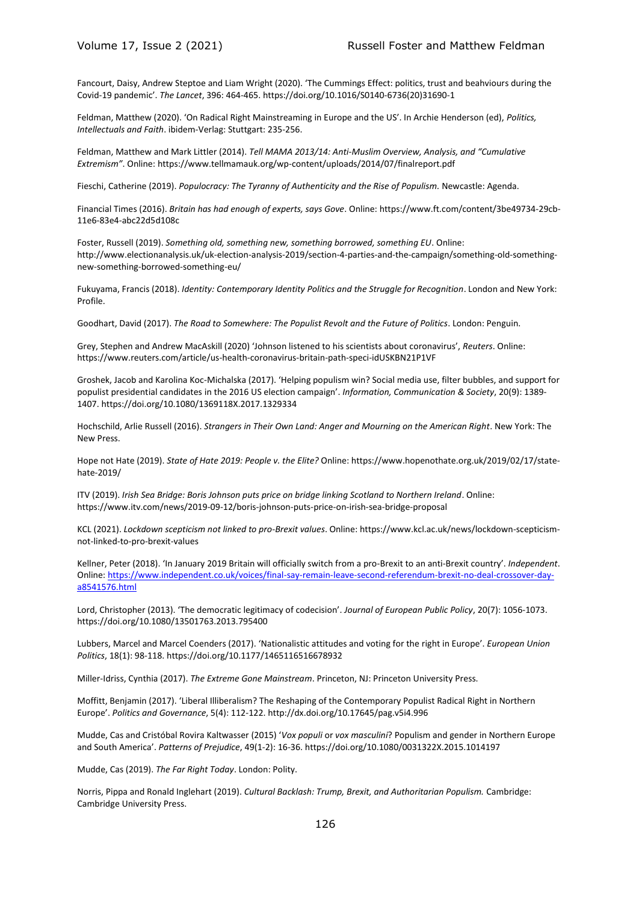Fancourt, Daisy, Andrew Steptoe and Liam Wright (2020). 'The Cummings Effect: politics, trust and beahviours during the Covid-19 pandemic'. *The Lancet*, 396: 464-465. https://doi.org/10.1016/S0140-6736(20)31690-1

Feldman, Matthew (2020). 'On Radical Right Mainstreaming in Europe and the US'. In Archie Henderson (ed), *Politics, Intellectuals and Faith*. ibidem-Verlag: Stuttgart: 235-256.

Feldman, Matthew and Mark Littler (2014). *Tell MAMA 2013/14: Anti-Muslim Overview, Analysis, and "Cumulative Extremism"*. Online: https://www.tellmamauk.org/wp-content/uploads/2014/07/finalreport.pdf

Fieschi, Catherine (2019). *Populocracy: The Tyranny of Authenticity and the Rise of Populism.* Newcastle: Agenda.

Financial Times (2016). *Britain has had enough of experts, says Gove*. Online: https://www.ft.com/content/3be49734-29cb-11e6-83e4-abc22d5d108c

Foster, Russell (2019). *Something old, something new, something borrowed, something EU*. Online: http://www.electionanalysis.uk/uk-election-analysis-2019/section-4-parties-and-the-campaign/something-old-something-new-something-borrowed-something-eu/

Fukuyama, Francis (2018). *Identity: Contemporary Identity Politics and the Struggle for Recognition*. London and New York: Profile.

Goodhart, David (2017). *The Road to Somewhere: The Populist Revolt and the Future of Politics*. London: Penguin.

Grey, Stephen and Andrew MacAskill (2020) 'Johnson listened to his scientists about coronavirus', *Reuters*. Online: https://www.reuters.com/article/us-health-coronavirus-britain-path-speci-idUSKBN21P1VF

Groshek, Jacob and Karolina Koc-Michalska (2017). 'Helping populism win? Social media use, filter bubbles, and support for populist presidential candidates in the 2016 US election campaign'. *Information, Communication & Society*, 20(9): 1389-1407. https://doi.org/10.1080/1369118X.2017.1329334

Hochschild, Arlie Russell (2016). *Strangers in Their Own Land: Anger and Mourning on the American Right*. New York: The New Press.

Hope not Hate (2019). *State of Hate 2019: People v. the Elite?* Online: https://www.hopenothate.org.uk/2019/02/17/state-hate-2019/

ITV (2019). *Irish Sea Bridge: Boris Johnson puts price on bridge linking Scotland to Northern Ireland*. Online: https://www.itv.com/news/2019-09-12/boris-johnson-puts-price-on-irish-sea-bridge-proposal

KCL (2021). *Lockdown scepticism not linked to pro-Brexit values*. Online: https://www.kcl.ac.uk/news/lockdown-scepticism-not-linked-to-pro-brexit-values

Kellner, Peter (2018). 'In January 2019 Britain will officially switch from a pro-Brexit to an anti-Brexit country'. *Independent*. Online: https://www.independent.co.uk/voices/final-say-remain-leave-second-referendum-brexit-no-deal-crossover-day-a8541576.html

Lord, Christopher (2013). 'The democratic legitimacy of codecision'. *Journal of European Public Policy*, 20(7): 1056-1073. https://doi.org/10.1080/13501763.2013.795400

Lubbers, Marcel and Marcel Coenders (2017). 'Nationalistic attitudes and voting for the right in Europe'. *European Union Politics*, 18(1): 98-118. https://doi.org/10.1177/1465116516678932

Miller-Idriss, Cynthia (2017). *The Extreme Gone Mainstream*. Princeton, NJ: Princeton University Press.

Moffitt, Benjamin (2017). 'Liberal Illiberalism? The Reshaping of the Contemporary Populist Radical Right in Northern Europe'. *Politics and Governance*, 5(4): 112-122. http://dx.doi.org/10.17645/pag.v5i4.996

Mudde, Cas and Cristóbal Rovira Kaltwasser (2015) '*Vox populi* or *vox masculini*? Populism and gender in Northern Europe and South America'. *Patterns of Prejudice*, 49(1-2): 16-36. https://doi.org/10.1080/0031322X.2015.1014197

Mudde, Cas (2019). *The Far Right Today*. London: Polity.

Norris, Pippa and Ronald Inglehart (2019). *Cultural Backlash: Trump, Brexit, and Authoritarian Populism.* Cambridge: Cambridge University Press.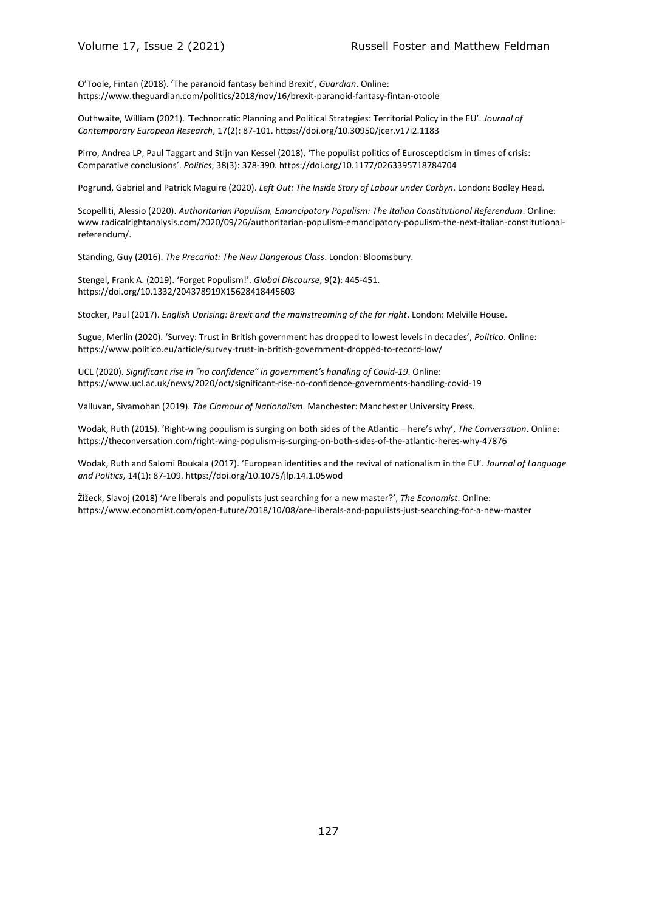O'Toole, Fintan (2018). 'The paranoid fantasy behind Brexit', *Guardian*. Online: https://www.theguardian.com/politics/2018/nov/16/brexit-paranoid-fantasy-fintan-otoole

Outhwaite, William (2021). 'Technocratic Planning and Political Strategies: Territorial Policy in the EU'. *Journal of Contemporary European Research*, 17(2): 87-101. https://doi.org/10.30950/jcer.v17i2.1183

Pirro, Andrea LP, Paul Taggart and Stijn van Kessel (2018). 'The populist politics of Euroscepticism in times of crisis: Comparative conclusions'. *Politics*, 38(3): 378-390. https://doi.org/10.1177/0263395718784704

Pogrund, Gabriel and Patrick Maguire (2020). *Left Out: The Inside Story of Labour under Corbyn*. London: Bodley Head.

Scopelliti, Alessio (2020). *Authoritarian Populism, Emancipatory Populism: The Italian Constitutional Referendum*. Online: www.radicalrightanalysis.com/2020/09/26/authoritarian-populism-emancipatory-populism-the-next-italian-constitutional-referendum/.

Standing, Guy (2016). *The Precariat: The New Dangerous Class*. London: Bloomsbury.

Stengel, Frank A. (2019). 'Forget Populism!'. *Global Discourse*, 9(2): 445-451. https://doi.org/10.1332/204378919X15628418445603

Stocker, Paul (2017). *English Uprising: Brexit and the mainstreaming of the far right*. London: Melville House.

Sugue, Merlin (2020). 'Survey: Trust in British government has dropped to lowest levels in decades', *Politico*. Online: https://www.politico.eu/article/survey-trust-in-british-government-dropped-to-record-low/

UCL (2020). *Significant rise in "no confidence" in government's handling of Covid-19*. Online: https://www.ucl.ac.uk/news/2020/oct/significant-rise-no-confidence-governments-handling-covid-19

Valluvan, Sivamohan (2019). *The Clamour of Nationalism*. Manchester: Manchester University Press.

Wodak, Ruth (2015). 'Right-wing populism is surging on both sides of the Atlantic – here's why', *The Conversation*. Online: https://theconversation.com/right-wing-populism-is-surging-on-both-sides-of-the-atlantic-heres-why-47876

Wodak, Ruth and Salomi Boukala (2017). 'European identities and the revival of nationalism in the EU'. *Journal of Language and Politics*, 14(1): 87-109. https://doi.org/10.1075/jlp.14.1.05wod

Žižeck, Slavoj (2018) 'Are liberals and populists just searching for a new master?', *The Economist*. Online: https://www.economist.com/open-future/2018/10/08/are-liberals-and-populists-just-searching-for-a-new-master